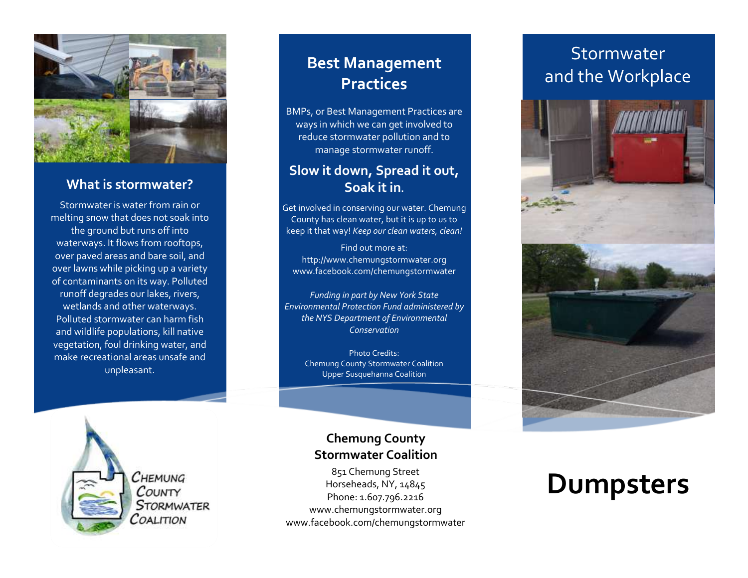## What is stormwater?

Stormwater is water from rain or melting snow that does not soak into the ground but runs off into waterways. It flows from rooftops, over paved areas and bare soil, and over lawns while picking up a variety of contaminants on its way. Polluted runoff degrades our lakes, rivers, wetlands and other waterways. Polluted stormwater can harm fish and wildlife populations, kill native vegetation, foul drinking water, and make recreational areas unsafe and unpleasant.

Chemung County Stormwater Coalition

## Best Management Practices

BMPs, or Best Management Practices are ways in which we can get involved to reduce stormwater pollution and to manage stormwater runoff.

### Slow it down, Spread it out, Soak it in.

Get involved in conserving our water. Chemung County has clean water, but it is up to us to keep it that way! *Keep our clean waters, clean!*

Find out more at:
http://www.chemungstormwater.org
www.facebook.com/chemungstormwater

*Funding in part by New York State Environmental Protection Fund administered by the NYS Department of Environmental Conservation*

Photo Credits:
Chemung County Stormwater Coalition
Upper Susquehanna Coalition

**Chemung County Stormwater Coalition**

851 Chemung Street
Horseheads, NY, 14845
Phone: 1.607.796.2216
www.chemungstormwater.org
www.facebook.com/chemungstormwater

# Stormwater and the Workplace

# Dumpsters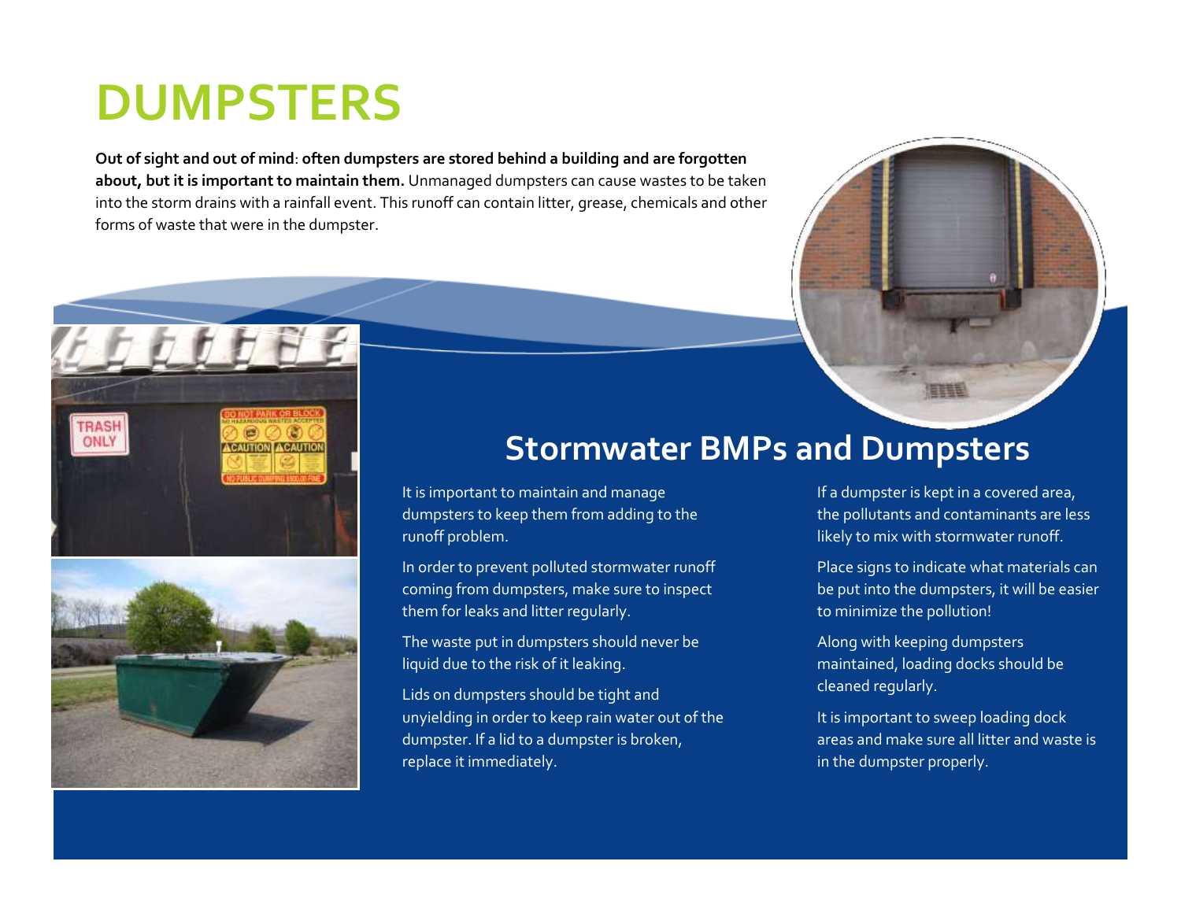# DUMPSTERS

**Out of sight and out of mind: often dumpsters are stored behind a building and are forgotten about, but it is important to maintain them.** Unmanaged dumpsters can cause wastes to be taken into the storm drains with a rainfall event. This runoff can contain litter, grease, chemicals and other forms of waste that were in the dumpster.

## Stormwater BMPs and Dumpsters

It is important to maintain and manage dumpsters to keep them from adding to the runoff problem.

In order to prevent polluted stormwater runoff coming from dumpsters, make sure to inspect them for leaks and litter regularly.

The waste put in dumpsters should never be liquid due to the risk of it leaking.

Lids on dumpsters should be tight and unyielding in order to keep rain water out of the dumpster. If a lid to a dumpster is broken, replace it immediately.

If a dumpster is kept in a covered area, the pollutants and contaminants are less likely to mix with stormwater runoff.

Place signs to indicate what materials can be put into the dumpsters, it will be easier to minimize the pollution!

Along with keeping dumpsters maintained, loading docks should be cleaned regularly.

It is important to sweep loading dock areas and make sure all litter and waste is in the dumpster properly.